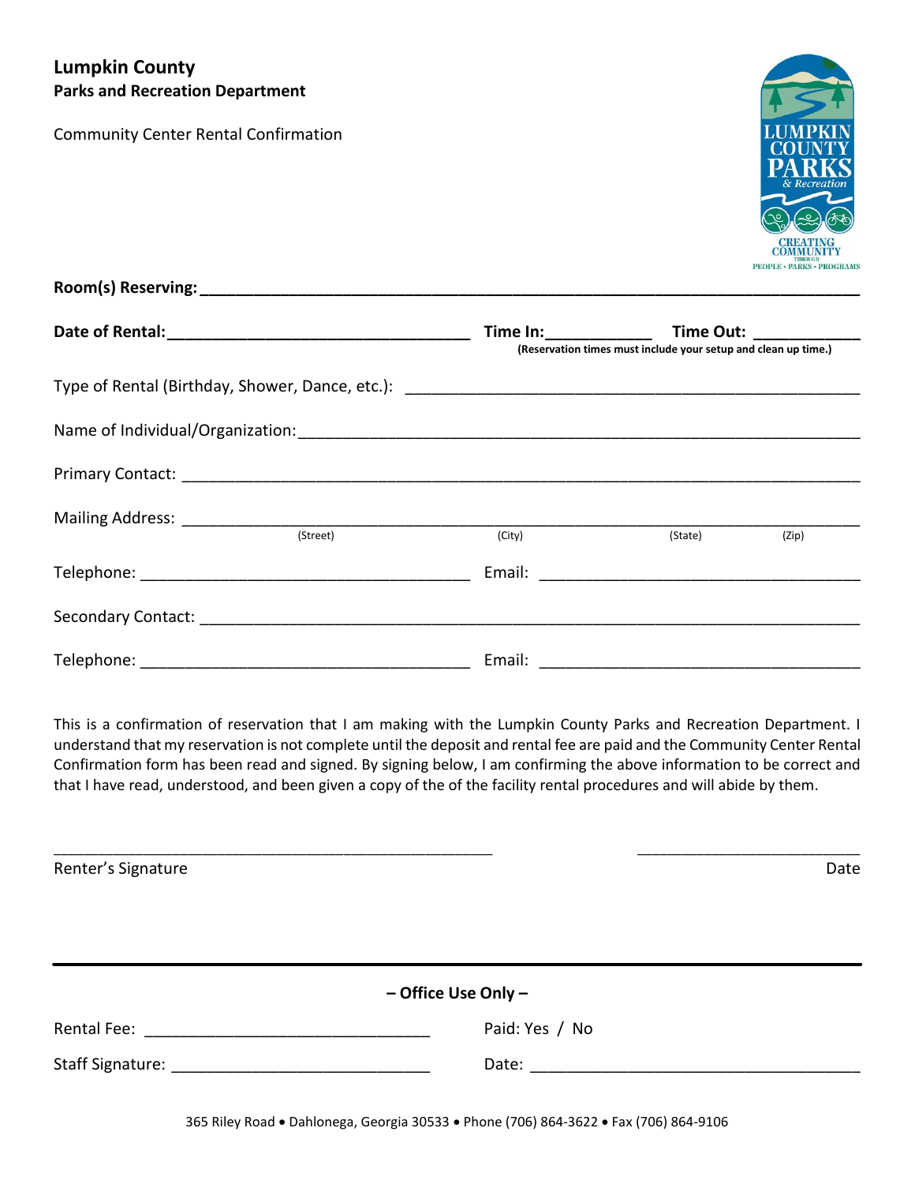**Lumpkin County**
**Parks and Recreation Department**

Community Center Rental Confirmation

**Room(s) Reserving:** ______________________________________________________________________

**Date of Rental:** ________________________________ **Time In:** ___________ **Time Out:** ___________
**(Reservation times must include your setup and clean up time.)**

Type of Rental (Birthday, Shower, Dance, etc.): _______________________________________________

Name of Individual/Organization: __________________________________________________________

Primary Contact: ________________________________________________________________________

Mailing Address: ________________________________________________________________________
(Street) (City) (State) (Zip)

Telephone: ___________________________________ Email: ___________________________________

Secondary Contact: ______________________________________________________________________

Telephone: ___________________________________ Email: ___________________________________

This is a confirmation of reservation that I am making with the Lumpkin County Parks and Recreation Department. I understand that my reservation is not complete until the deposit and rental fee are paid and the Community Center Rental Confirmation form has been read and signed. By signing below, I am confirming the above information to be correct and that I have read, understood, and been given a copy of the of the facility rental procedures and will abide by them.

___________________________________________________ ________________________

Renter's Signature Date

---

**– Office Use Only –**

Rental Fee: ______________________________ Paid: Yes / No

Staff Signature: ___________________________ Date: ___________________________________

365 Riley Road • Dahlonega, Georgia 30533 • Phone (706) 864-3622 • Fax (706) 864-9106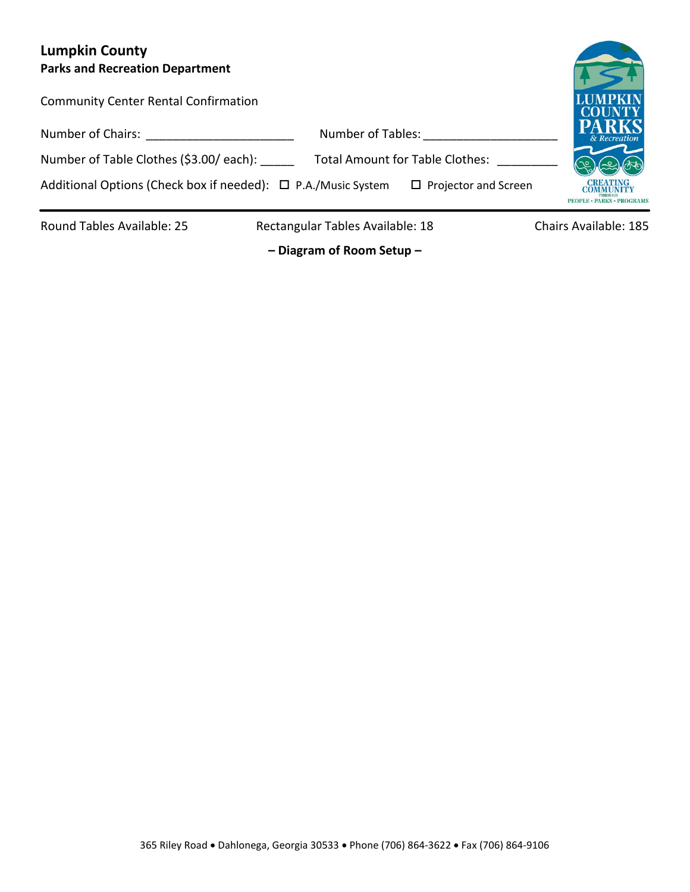# Lumpkin County

**Parks and Recreation Department**

Community Center Rental Confirmation

Number of Chairs: ______________________ Number of Tables: ____________________

Number of Table Clothes ($3.00/ each): _____ Total Amount for Table Clothes: _________

Additional Options (Check box if needed): ☐ P.A./Music System ☐ Projector and Screen

---

Round Tables Available: 25 Rectangular Tables Available: 18 Chairs Available: 185

**– Diagram of Room Setup –**

365 Riley Road • Dahlonega, Georgia 30533 • Phone (706) 864-3622 • Fax (706) 864-9106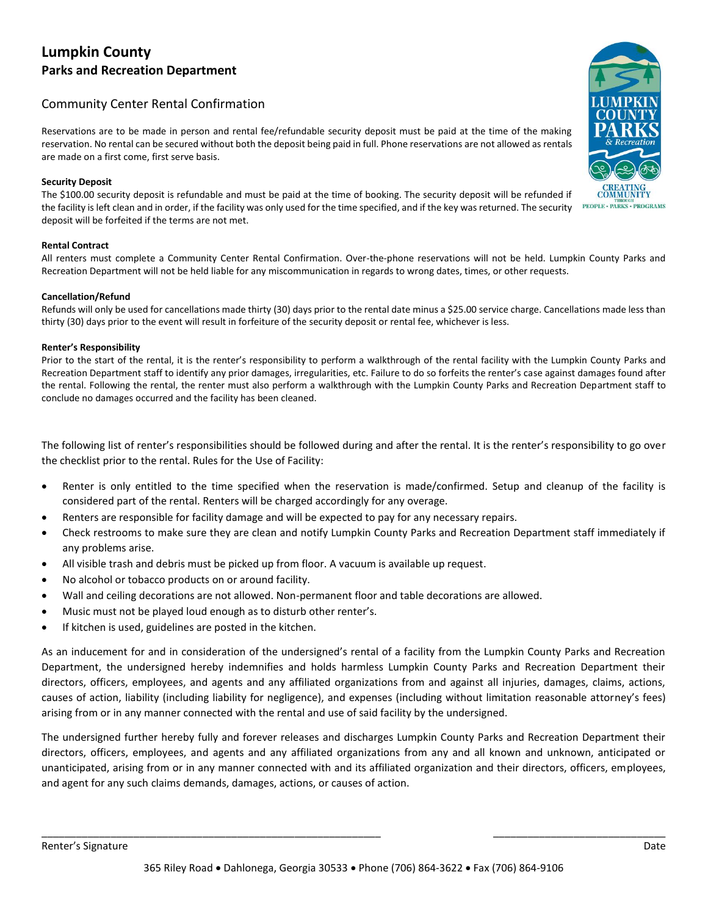# Lumpkin County

## Parks and Recreation Department

### Community Center Rental Confirmation

Reservations are to be made in person and rental fee/refundable security deposit must be paid at the time of the making reservation. No rental can be secured without both the deposit being paid in full. Phone reservations are not allowed as rentals are made on a first come, first serve basis.

**Security Deposit**

The $100.00 security deposit is refundable and must be paid at the time of booking. The security deposit will be refunded if the facility is left clean and in order, if the facility was only used for the time specified, and if the key was returned. The security deposit will be forfeited if the terms are not met.

**Rental Contract**

All renters must complete a Community Center Rental Confirmation. Over-the-phone reservations will not be held. Lumpkin County Parks and Recreation Department will not be held liable for any miscommunication in regards to wrong dates, times, or other requests.

**Cancellation/Refund**

Refunds will only be used for cancellations made thirty (30) days prior to the rental date minus a $25.00 service charge. Cancellations made less than thirty (30) days prior to the event will result in forfeiture of the security deposit or rental fee, whichever is less.

**Renter's Responsibility**

Prior to the start of the rental, it is the renter's responsibility to perform a walkthrough of the rental facility with the Lumpkin County Parks and Recreation Department staff to identify any prior damages, irregularities, etc. Failure to do so forfeits the renter's case against damages found after the rental. Following the rental, the renter must also perform a walkthrough with the Lumpkin County Parks and Recreation Department staff to conclude no damages occurred and the facility has been cleaned.

The following list of renter's responsibilities should be followed during and after the rental. It is the renter's responsibility to go over the checklist prior to the rental. Rules for the Use of Facility:

- Renter is only entitled to the time specified when the reservation is made/confirmed. Setup and cleanup of the facility is considered part of the rental. Renters will be charged accordingly for any overage.
- Renters are responsible for facility damage and will be expected to pay for any necessary repairs.
- Check restrooms to make sure they are clean and notify Lumpkin County Parks and Recreation Department staff immediately if any problems arise.
- All visible trash and debris must be picked up from floor. A vacuum is available up request.
- No alcohol or tobacco products on or around facility.
- Wall and ceiling decorations are not allowed. Non-permanent floor and table decorations are allowed.
- Music must not be played loud enough as to disturb other renter's.
- If kitchen is used, guidelines are posted in the kitchen.

As an inducement for and in consideration of the undersigned's rental of a facility from the Lumpkin County Parks and Recreation Department, the undersigned hereby indemnifies and holds harmless Lumpkin County Parks and Recreation Department their directors, officers, employees, and agents and any affiliated organizations from and against all injuries, damages, claims, actions, causes of action, liability (including liability for negligence), and expenses (including without limitation reasonable attorney's fees) arising from or in any manner connected with the rental and use of said facility by the undersigned.

The undersigned further hereby fully and forever releases and discharges Lumpkin County Parks and Recreation Department their directors, officers, employees, and agents and any affiliated organizations from any and all known and unknown, anticipated or unanticipated, arising from or in any manner connected with and its affiliated organization and their directors, officers, employees, and agent for any such claims demands, damages, actions, or causes of action.

\_\_\_\_\_\_\_\_\_\_\_\_\_\_\_\_\_\_\_\_\_\_\_\_\_\_\_\_\_\_\_\_\_\_\_\_\_\_\_\_ \_\_\_\_\_\_\_\_\_\_\_\_\_\_\_\_\_\_\_\_\_\_\_\_

Renter's Signature Date

365 Riley Road • Dahlonega, Georgia 30533 • Phone (706) 864-3622 • Fax (706) 864-9106